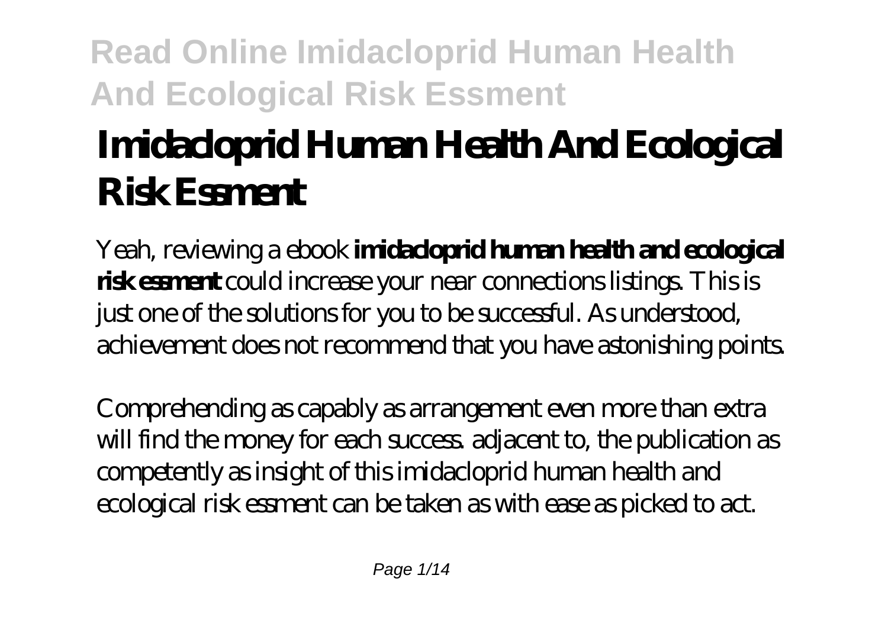# Imidacloprid Human Health And Ecological Risk Essment

Yeah, reviewing a ebook **imidacloprid human health and ecological risk essment** could increase your near connections listings. This is just one of the solutions for you to be successful. As understood, achievement does not recommend that you have astonishing points.

Comprehending as capably as arrangement even more than extra will find the money for each success. adjacent to, the publication as competently as insight of this imidacloprid human health and ecological risk essment can be taken as with ease as picked to act.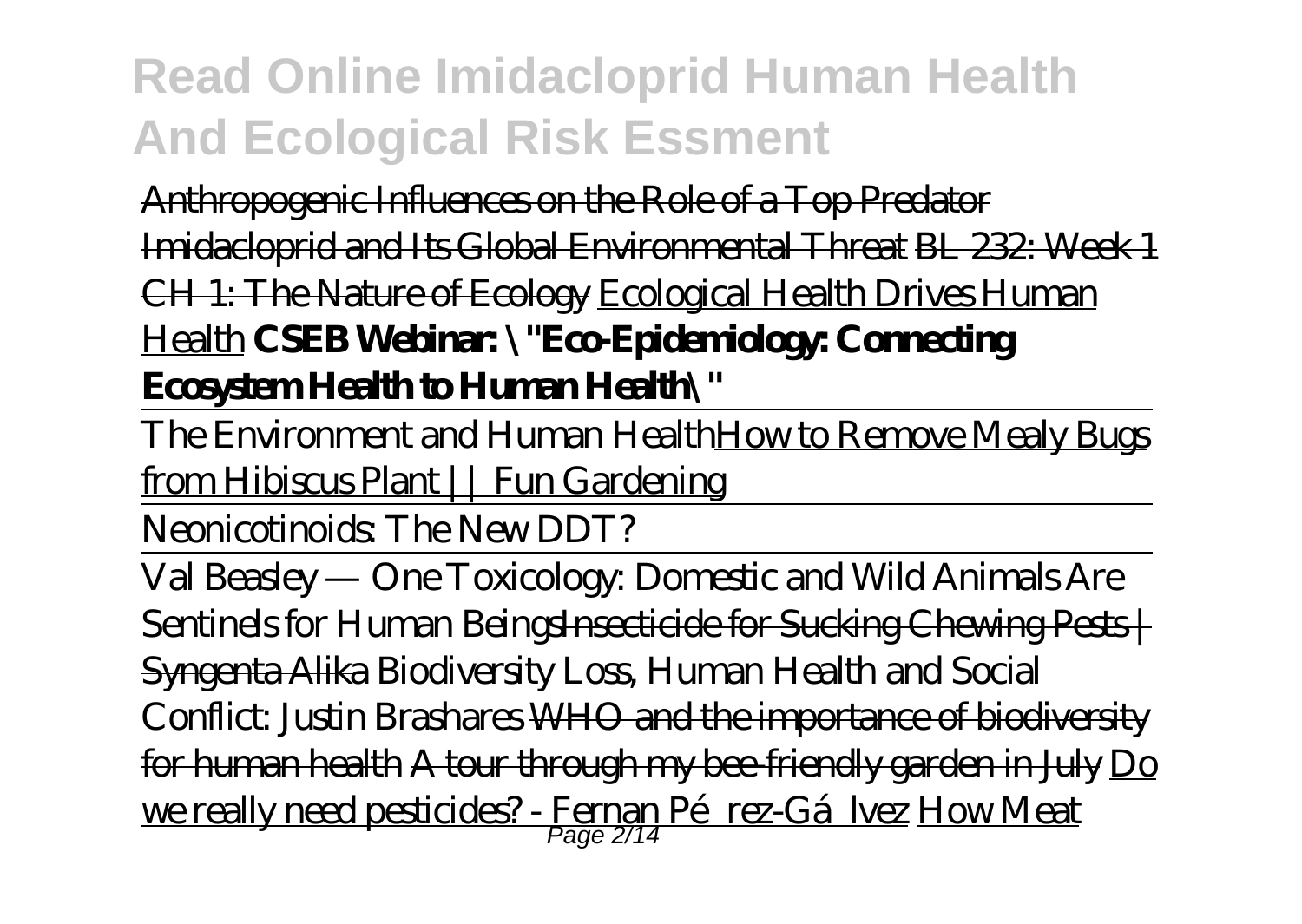Anthropogenic Influences on the Role of a Top Predator Imidacloprid and Its Global Environmental Threat BL 232: Week 1 CH 1: The Nature of Ecology Ecological Health Drives Human Health **CSEB Webinar: \"Eco-Epidemiology: Connecting Ecosystem Health to Human Health\"**

The Environment and Human Health How to Remove Mealy Bugs from Hibiscus Plant || Fun Gardening

Neonicotinoids: The New DDT?

Val Beasley — One Toxicology: Domestic and Wild Animals Are Sentinels for Human Beings Insecticide for Sucking Chewing Pests | Syngenta Alika *Biodiversity Loss, Human Health and Social Conflict: Justin Brashares* WHO and the importance of biodiversity for human health A tour through my bee-friendly garden in July Do we really need pesticides? - Fernan Pérez-Gálvez How Meat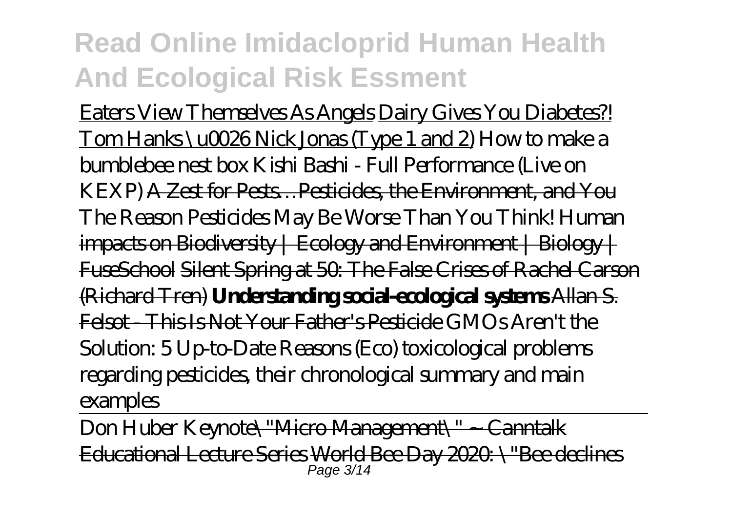Eaters View Themselves As Angels Dairy Gives You Diabetes?! Tom Hanks \u0026 Nick Jonas (Type 1 and 2) *How to make a bumblebee nest box* *Kishi Bashi - Full Performance (Live on KEXP)* A Zest for Pests…Pesticides, the Environment, and You *The Reason Pesticides May Be Worse Than You Think!* Human impacts on Biodiversity | Ecology and Environment | Biology | FuseSchool Silent Spring at 50: The False Crises of Rachel Carson (Richard Tren) **Understanding social-ecological systems** Allan S. Felsot - This Is Not Your Father's Pesticide *GMOs Aren't the Solution: 5 Up-to-Date Reasons* *(Eco) toxicological problems regarding pesticides, their chronological summary and main examples*

Don Huber Keynote\"Micro Management\" ~ Canntalk Educational Lecture Series World Bee Day 2020: \"Bee declines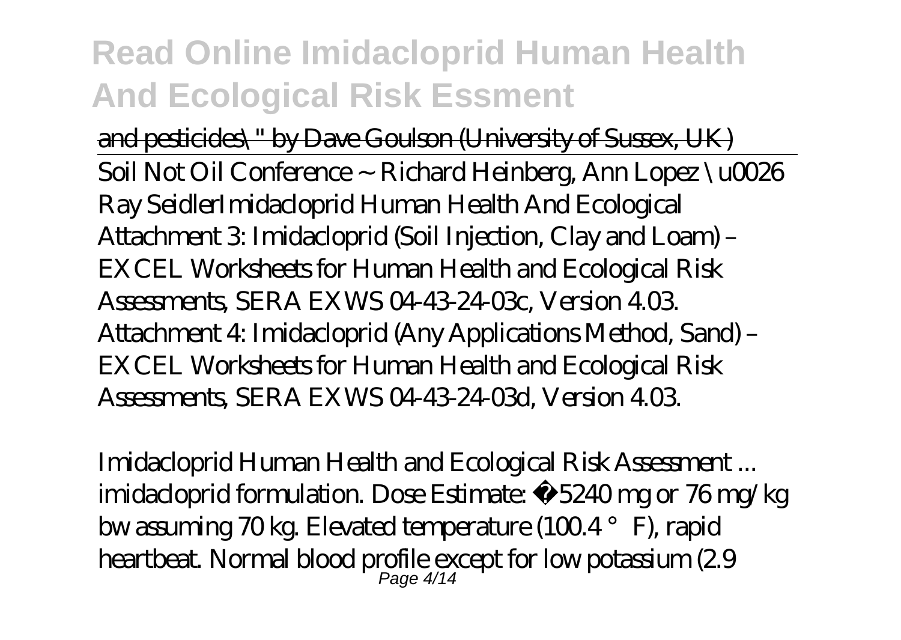and pesticides\" by Dave Goulson (University of Sussex, UK)

Soil Not Oil Conference ~ Richard Heinberg, Ann Lopez \u0026 Ray Seidler*Imidacloprid Human Health And Ecological*

Attachment 3: Imidacloprid (Soil Injection, Clay and Loam) – EXCEL Worksheets for Human Health and Ecological Risk Assessments, SERA EXWS 04-43-24-03c, Version 4.03. Attachment 4: Imidacloprid (Any Applications Method, Sand) – EXCEL Worksheets for Human Health and Ecological Risk Assessments, SERA EXWS 04-43-24-03d, Version 4.03.

*Imidacloprid Human Health and Ecological Risk Assessment ...*

imidacloprid formulation. Dose Estimate: ≈5240 mg or 76 mg/kg bw assuming 70 kg. Elevated temperature (100.4 °F), rapid heartbeat. Normal blood profile except for low potassium (2.9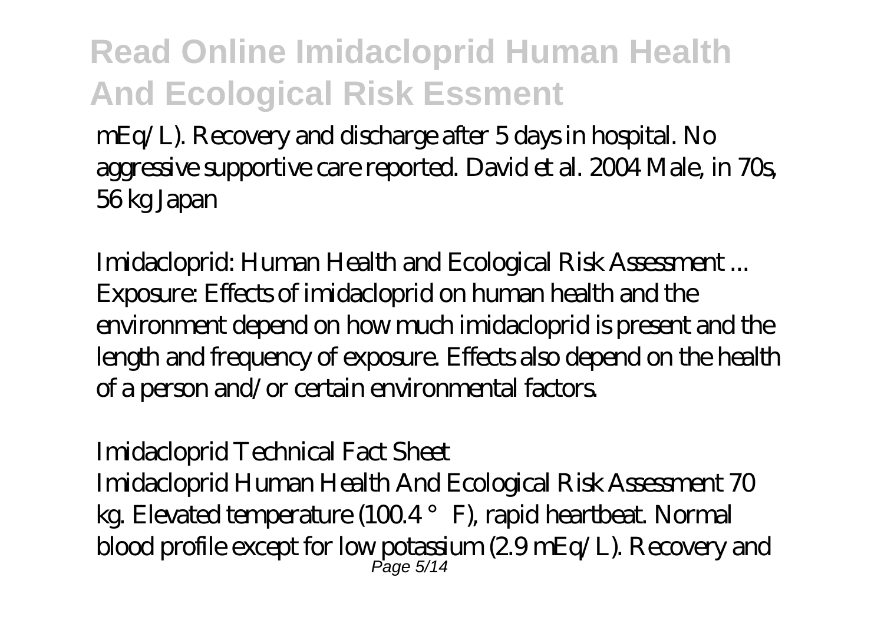mEq/L). Recovery and discharge after 5 days in hospital. No aggressive supportive care reported. David et al. 2004 Male, in 70s, 56 kg Japan

*Imidacloprid: Human Health and Ecological Risk Assessment ...*
Exposure: Effects of imidacloprid on human health and the environment depend on how much imidacloprid is present and the length and frequency of exposure. Effects also depend on the health of a person and/or certain environmental factors.

*Imidacloprid Technical Fact Sheet*
Imidacloprid Human Health And Ecological Risk Assessment 70 kg. Elevated temperature (100.4 °F), rapid heartbeat. Normal blood profile except for low potassium (2.9 mEq/L). Recovery and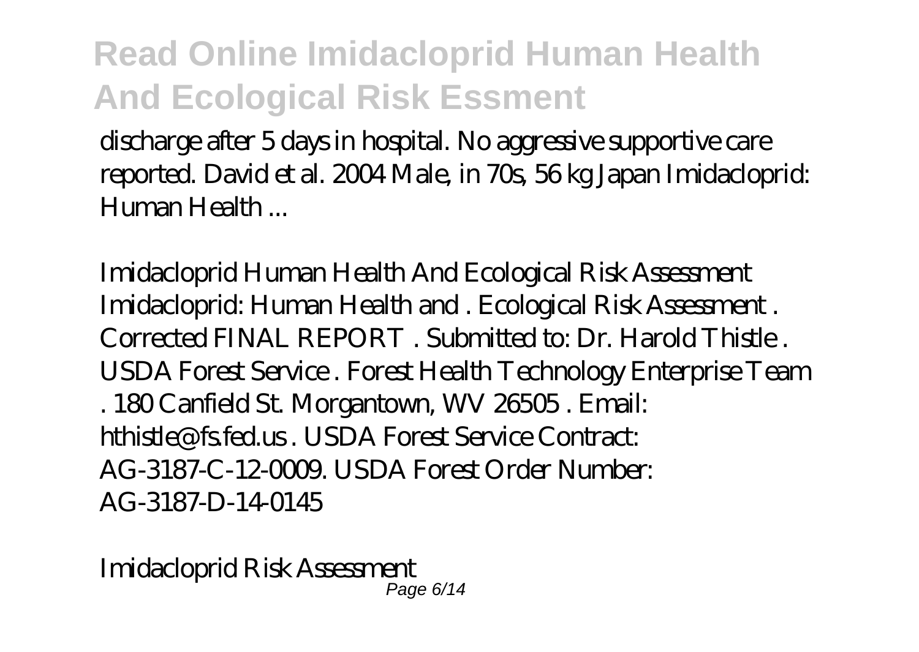discharge after 5 days in hospital. No aggressive supportive care reported. David et al. 2004 Male, in 70s, 56 kg Japan Imidacloprid: Human Health ...

*Imidacloprid Human Health And Ecological Risk Assessment*

Imidacloprid: Human Health and . Ecological Risk Assessment . Corrected FINAL REPORT . Submitted to: Dr. Harold Thistle . USDA Forest Service . Forest Health Technology Enterprise Team . 180 Canfield St. Morgantown, WV 26505 . Email: hthistle@fs.fed.us . USDA Forest Service Contract: AG-3187-C-12-0009. USDA Forest Order Number: AG-3187-D-14-0145

*Imidacloprid Risk Assessment*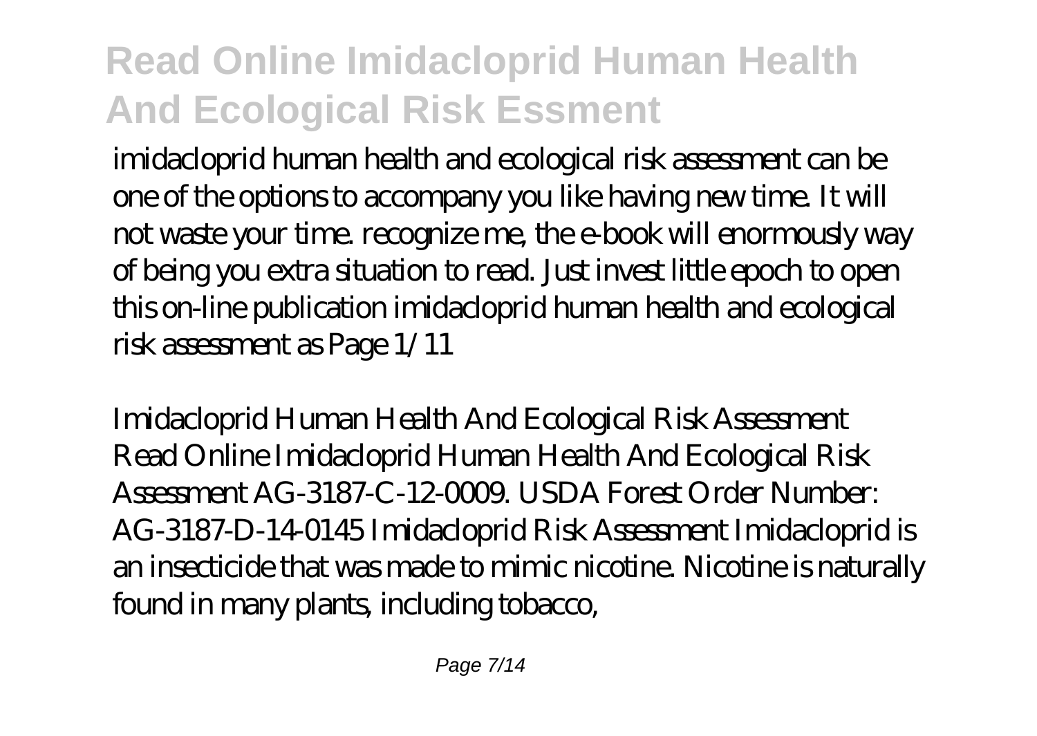imidacloprid human health and ecological risk assessment can be one of the options to accompany you like having new time. It will not waste your time. recognize me, the e-book will enormously way of being you extra situation to read. Just invest little epoch to open this on-line publication imidacloprid human health and ecological risk assessment as Page 1/11

*Imidacloprid Human Health And Ecological Risk Assessment*

Read Online Imidacloprid Human Health And Ecological Risk Assessment AG-3187-C-12-0009. USDA Forest Order Number: AG-3187-D-14-0145 Imidacloprid Risk Assessment Imidacloprid is an insecticide that was made to mimic nicotine. Nicotine is naturally found in many plants, including tobacco,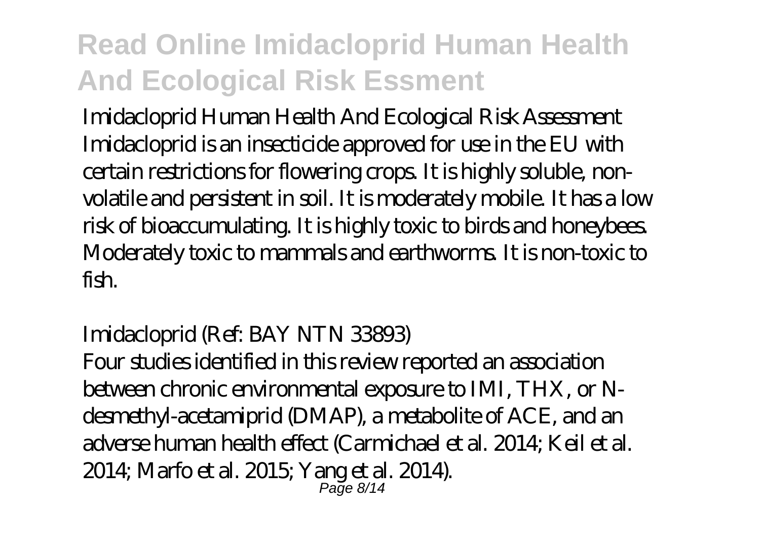Imidacloprid Human Health And Ecological Risk Assessment
Imidacloprid is an insecticide approved for use in the EU with certain restrictions for flowering crops. It is highly soluble, non-volatile and persistent in soil. It is moderately mobile. It has a low risk of bioaccumulating. It is highly toxic to birds and honeybees. Moderately toxic to mammals and earthworms. It is non-toxic to fish.

Imidacloprid (Ref: BAY NTN 33893)
Four studies identified in this review reported an association between chronic environmental exposure to IMI, THX, or N-desmethyl-acetamiprid (DMAP), a metabolite of ACE, and an adverse human health effect (Carmichael et al. 2014; Keil et al. 2014; Marfo et al. 2015; Yang et al. 2014).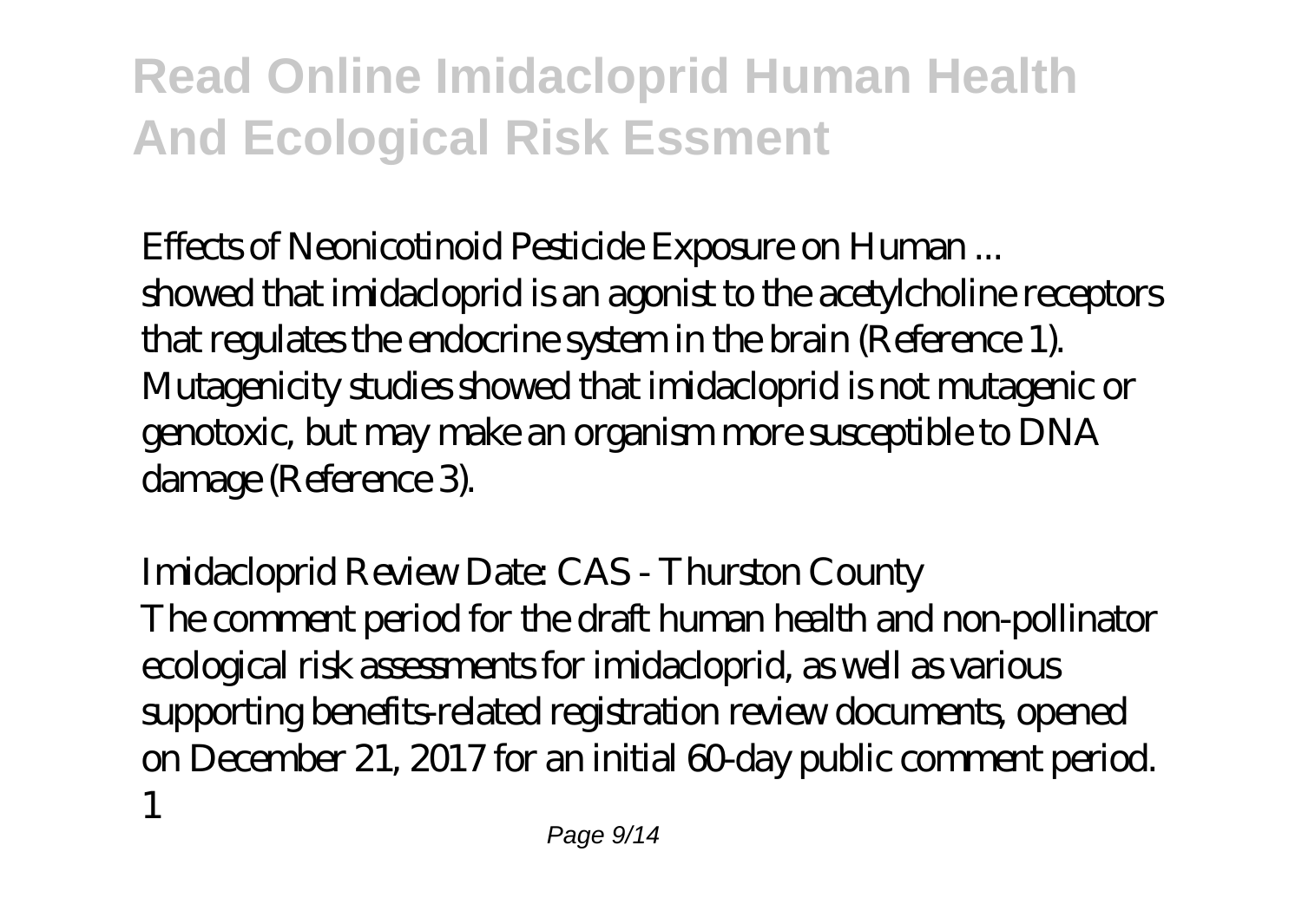*Effects of Neonicotinoid Pesticide Exposure on Human ...*

showed that imidacloprid is an agonist to the acetylcholine receptors that regulates the endocrine system in the brain (Reference 1). Mutagenicity studies showed that imidacloprid is not mutagenic or genotoxic, but may make an organism more susceptible to DNA damage (Reference 3).

*Imidacloprid Review Date: CAS - Thurston County*

The comment period for the draft human health and non-pollinator ecological risk assessments for imidacloprid, as well as various supporting benefits-related registration review documents, opened on December 21, 2017 for an initial 60-day public comment period. 1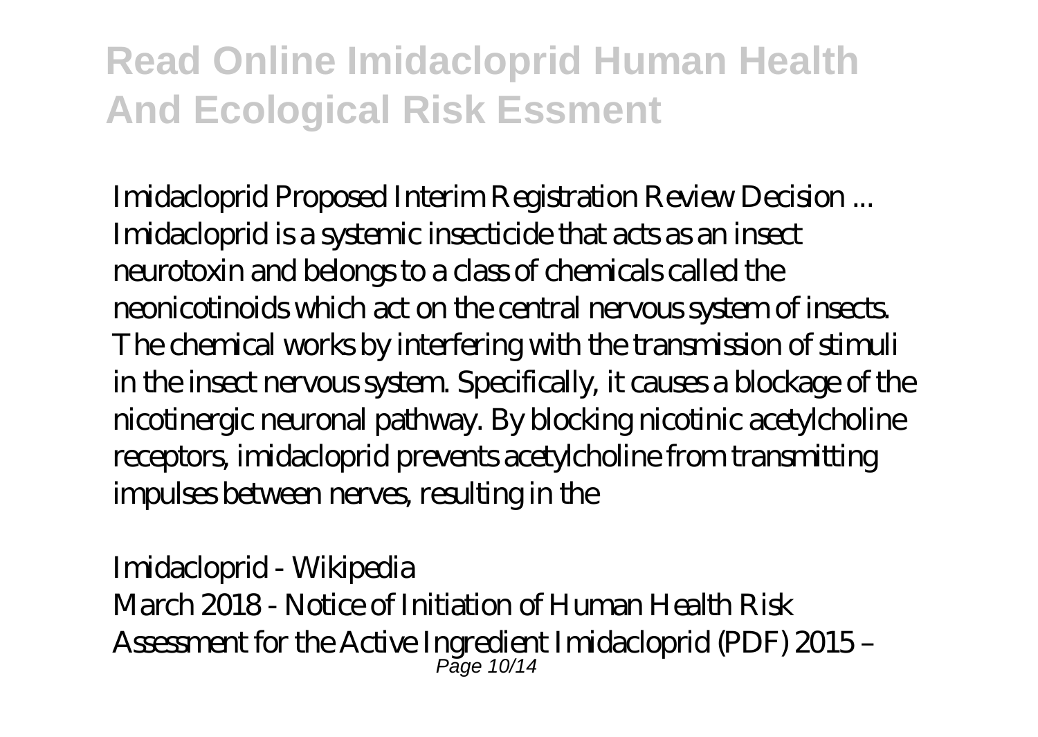Imidacloprid Proposed Interim Registration Review Decision ...
Imidacloprid is a systemic insecticide that acts as an insect neurotoxin and belongs to a class of chemicals called the neonicotinoids which act on the central nervous system of insects. The chemical works by interfering with the transmission of stimuli in the insect nervous system. Specifically, it causes a blockage of the nicotinergic neuronal pathway. By blocking nicotinic acetylcholine receptors, imidacloprid prevents acetylcholine from transmitting impulses between nerves, resulting in the

Imidacloprid - Wikipedia
March 2018 - Notice of Initiation of Human Health Risk Assessment for the Active Ingredient Imidacloprid (PDF) 2015 –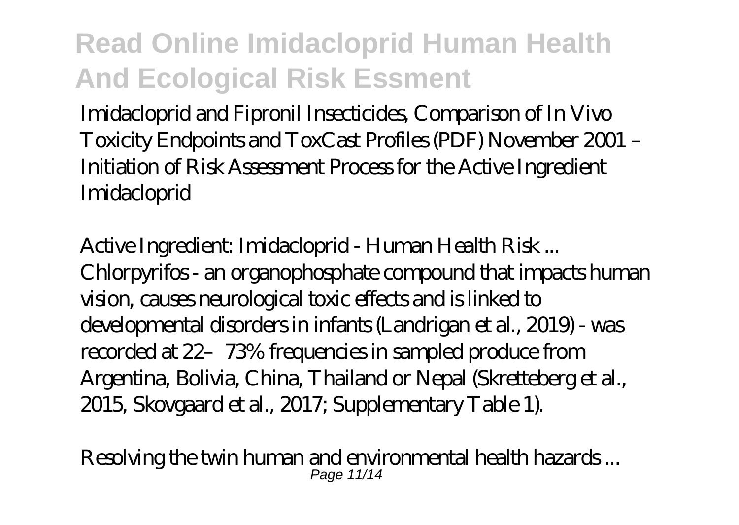Imidacloprid and Fipronil Insecticides, Comparison of In Vivo Toxicity Endpoints and ToxCast Profiles (PDF) November 2001 – Initiation of Risk Assessment Process for the Active Ingredient Imidacloprid

*Active Ingredient: Imidacloprid - Human Health Risk ...*
Chlorpyrifos - an organophosphate compound that impacts human vision, causes neurological toxic effects and is linked to developmental disorders in infants (Landrigan et al., 2019) - was recorded at 22–73% frequencies in sampled produce from Argentina, Bolivia, China, Thailand or Nepal (Skretteberg et al., 2015, Skovgaard et al., 2017; Supplementary Table 1).

*Resolving the twin human and environmental health hazards ...*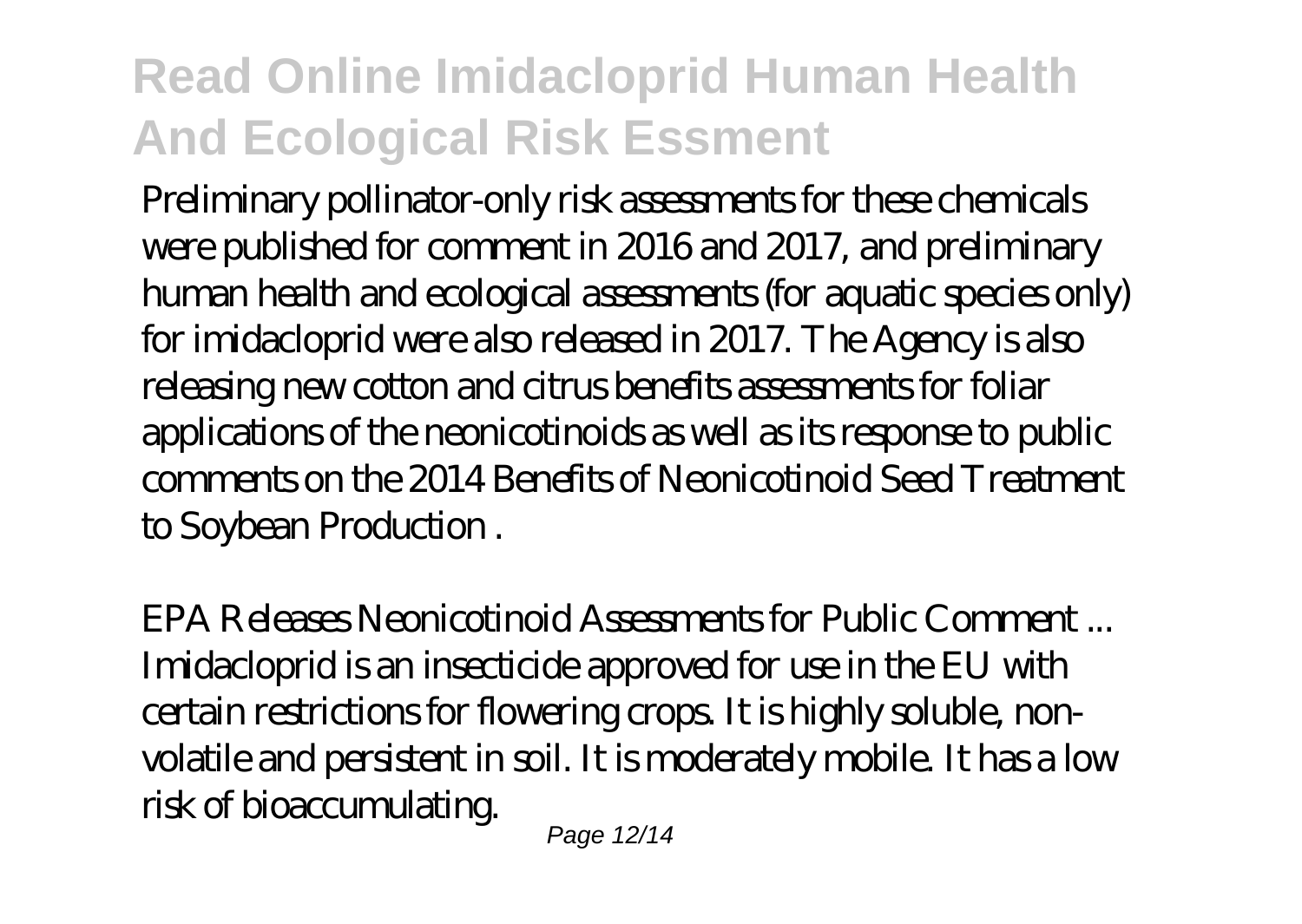Preliminary pollinator-only risk assessments for these chemicals were published for comment in 2016 and 2017, and preliminary human health and ecological assessments (for aquatic species only) for imidacloprid were also released in 2017. The Agency is also releasing new cotton and citrus benefits assessments for foliar applications of the neonicotinoids as well as its response to public comments on the 2014 Benefits of Neonicotinoid Seed Treatment to Soybean Production .

*EPA Releases Neonicotinoid Assessments for Public Comment ...*
Imidacloprid is an insecticide approved for use in the EU with certain restrictions for flowering crops. It is highly soluble, non-volatile and persistent in soil. It is moderately mobile. It has a low risk of bioaccumulating.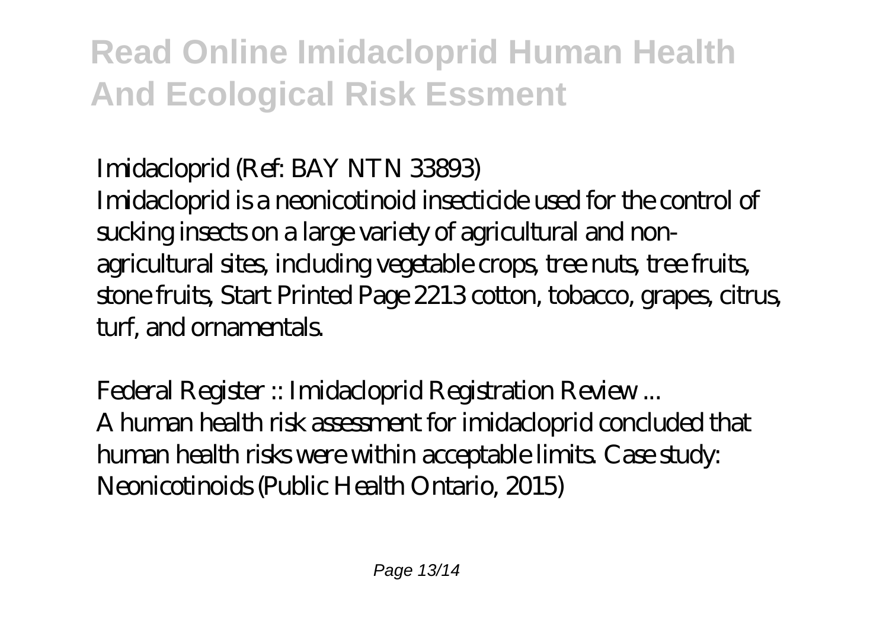*Imidacloprid (Ref: BAY NTN 33893)*

Imidacloprid is a neonicotinoid insecticide used for the control of sucking insects on a large variety of agricultural and non-agricultural sites, including vegetable crops, tree nuts, tree fruits, stone fruits, Start Printed Page 2213 cotton, tobacco, grapes, citrus, turf, and ornamentals.

*Federal Register :: Imidacloprid Registration Review ...*

A human health risk assessment for imidacloprid concluded that human health risks were within acceptable limits. Case study: Neonicotinoids (Public Health Ontario, 2015)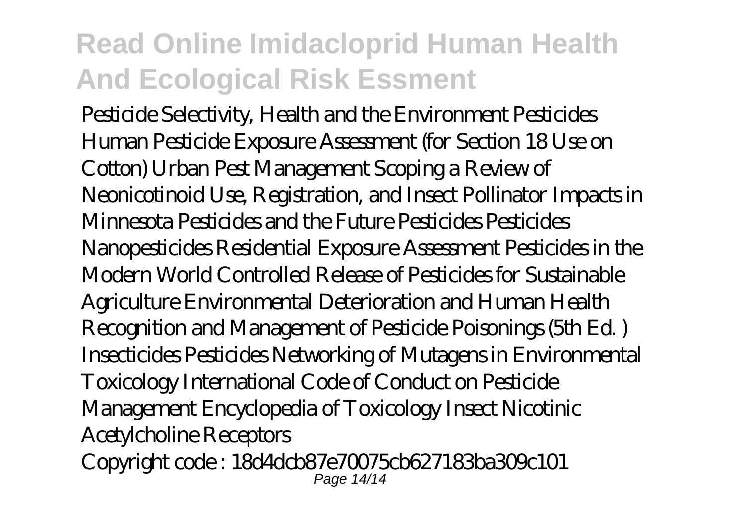# Read Online Imidacloprid Human Health And Ecological Risk Essment

Pesticide Selectivity, Health and the Environment Pesticides Human Pesticide Exposure Assessment (for Section 18 Use on Cotton) Urban Pest Management Scoping a Review of Neonicotinoid Use, Registration, and Insect Pollinator Impacts in Minnesota Pesticides and the Future Pesticides Pesticides Nanopesticides Residential Exposure Assessment Pesticides in the Modern World Controlled Release of Pesticides for Sustainable Agriculture Environmental Deterioration and Human Health Recognition and Management of Pesticide Poisonings (5th Ed. ) Insecticides Pesticides Networking of Mutagens in Environmental Toxicology International Code of Conduct on Pesticide Management Encyclopedia of Toxicology Insect Nicotinic Acetylcholine Receptors

Copyright code : 18d4dcb87e70075cb627183ba309c101